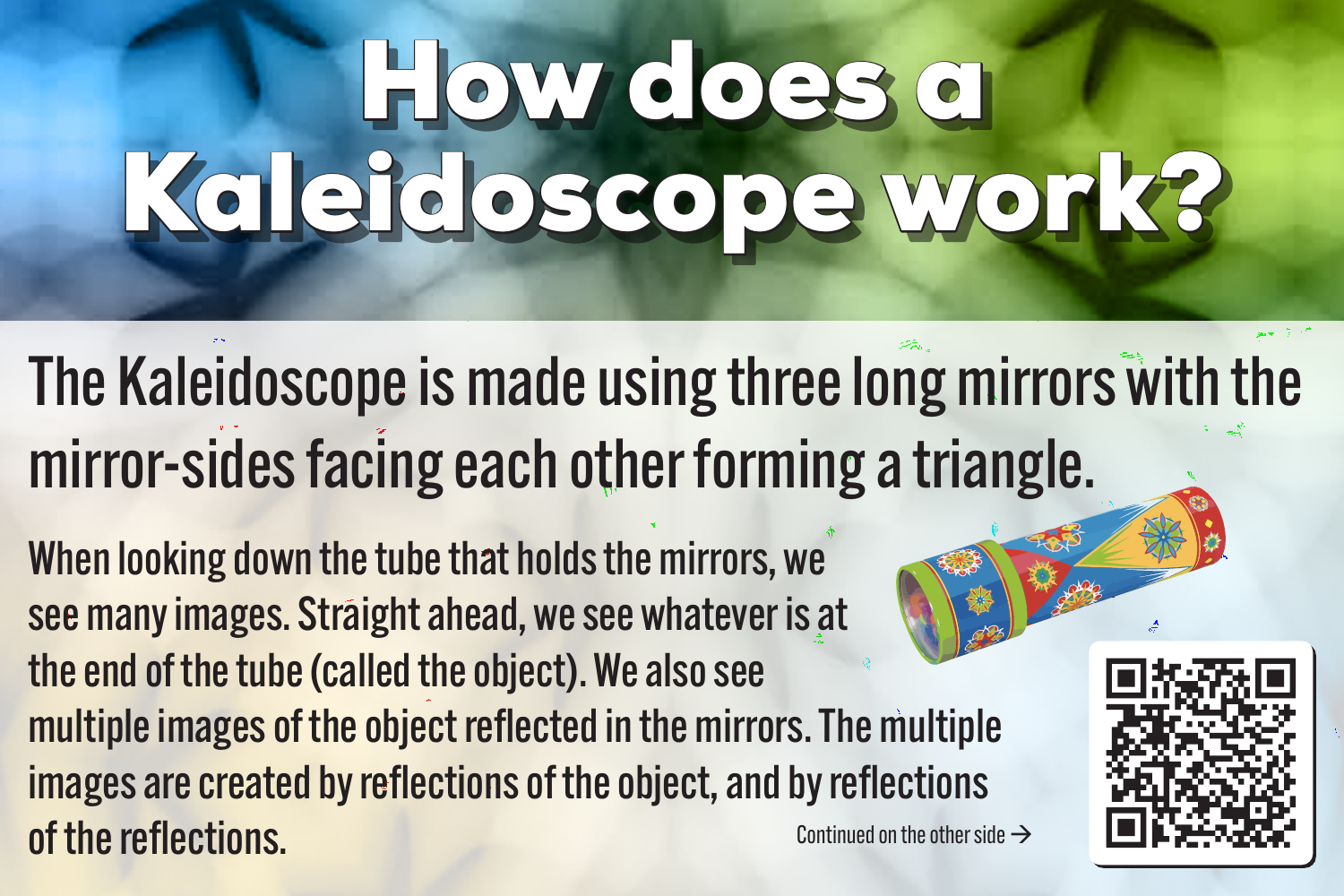# How does a Kaleidoscope work?

## The Kaleidoscope is made using three long mirrors with the mirror-sides facing each other forming a triangle.

When looking down the tube that holds the mirrors, we see many images. Straight ahead, we see whatever is at the end of the tube (called the object). We also see multiple images of the object reflected in the mirrors. The multiple images are created by reflections of the object, and by reflections of the reflections.

Continued on the other side →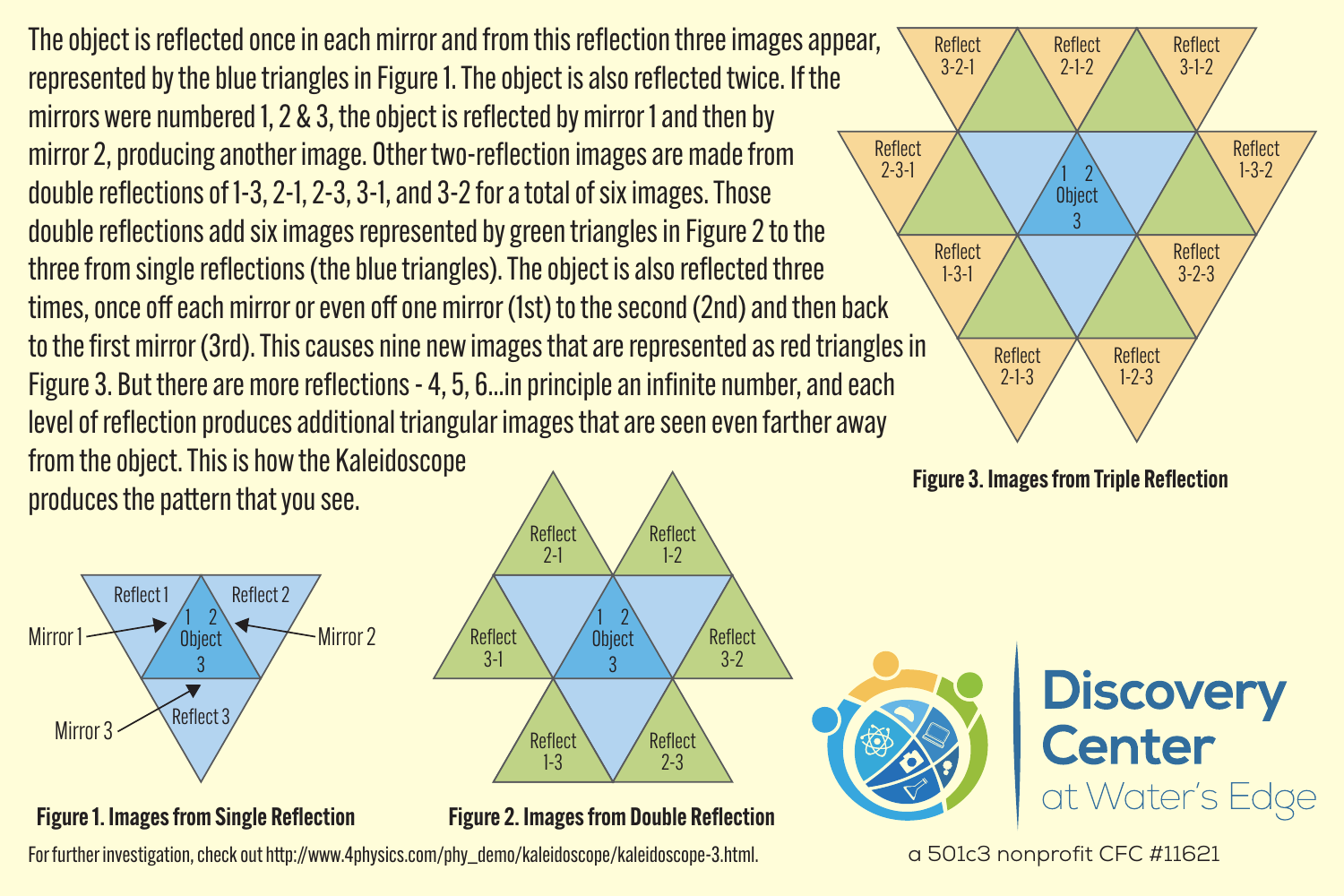The object is reflected once in each mirror and from this reflection three images appear, represented by the blue triangles in Figure 1. The object is also reflected twice. If the mirrors were numbered 1, 2 & 3, the object is reflected by mirror 1 and then by mirror 2, producing another image. Other two-reflection images are made from double reflections of 1-3, 2-1, 2-3, 3-1, and 3-2 for a total of six images. Those double reflections add six images represented by green triangles in Figure 2 to the three from single reflections (the blue triangles). The object is also reflected three times, once off each mirror or even off one mirror (1st) to the second (2nd) and then back to the first mirror (3rd). This causes nine new images that are represented as red triangles in Figure 3. But there are more reflections - 4, 5, 6...in principle an infinite number, and each level of reflection produces additional triangular images that are seen even farther away from the object. This is how the Kaleidoscope produces the pattern that you see.

Reflect 1
Reflect 2
1 2
Object
3
Mirror 1
Mirror 2
Mirror 3
Reflect 3

**Figure 1. Images from Single Reflection**

Reflect 2-1
Reflect 1-2
Reflect 3-1
1 2
Object
3
Reflect 3-2
Reflect 1-3
Reflect 2-3

**Figure 2. Images from Double Reflection**

Reflect 3-2-1
Reflect 2-1-2
Reflect 3-1-2
Reflect 2-3-1
1 2
Object
3
Reflect 1-3-2
Reflect 1-3-1
Reflect 3-2-3
Reflect 2-1-3
Reflect 1-2-3

**Figure 3. Images from Triple Reflection**

Discovery Center at Water's Edge

a 501c3 nonprofit CFC #11621

For further investigation, check out http://www.4physics.com/phy_demo/kaleidoscope/kaleidoscope-3.html.